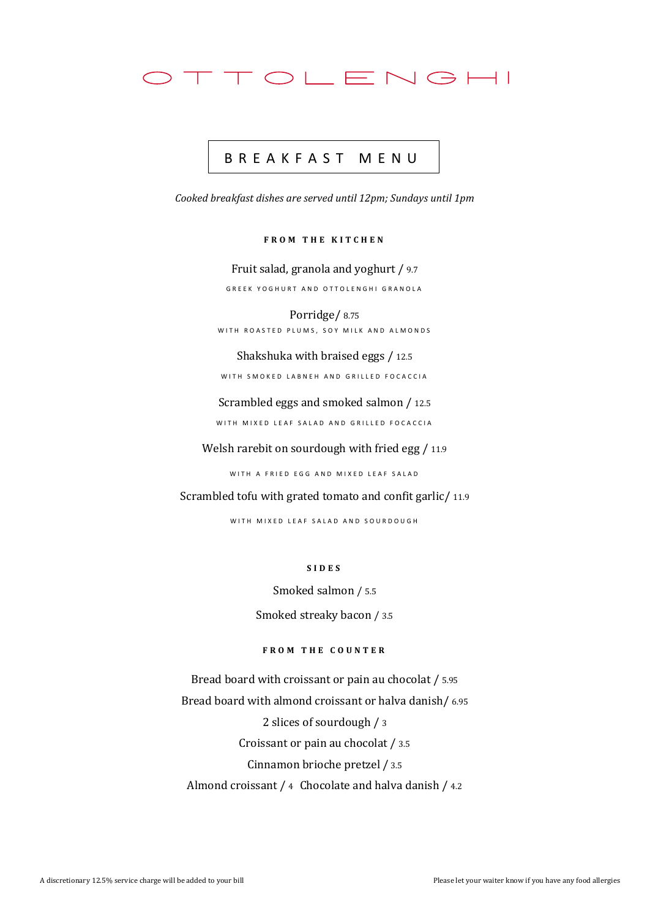# OTTOLENGHI

## BREAKFAST MENU

*Cooked breakfast dishes are served until 12pm; Sundays until 1pm*

### FROM THE KITCHEN

Fruit salad, granola and yoghurt / 9.7

GREEK YOGHURT AND OTTOLENGHI GRANOLA

Porridge/ 8.75

WITH ROASTED PLUMS, SOY MILK AND ALMONDS

Shakshuka with braised eggs / 12.5

WITH SMOKED LABNEH AND GRILLED FOCACCIA

Scrambled eggs and smoked salmon / 12.5

WITH MIXED LEAF SALAD AND GRILLED FOCACCIA

Welsh rarebit on sourdough with fried egg / 11.9

WITH A FRIED EGG AND MIXED LEAF SALAD

Scrambled tofu with grated tomato and confit garlic/ 11.9

WITH MIXED LEAF SALAD AND SOURDOUGH

### SIDES

Smoked salmon / 5.5

Smoked streaky bacon / 3.5

### FROM THE COUNTER

Bread board with croissant or pain au chocolat / 5.95

Bread board with almond croissant or halva danish/ 6.95

2 slices of sourdough / 3

Croissant or pain au chocolat / 3.5

Cinnamon brioche pretzel / 3.5

Almond croissant / 4 Chocolate and halva danish / 4.2

A discretionary 12.5% service charge will be added to your bill

Please let your waiter know if you have any food allergies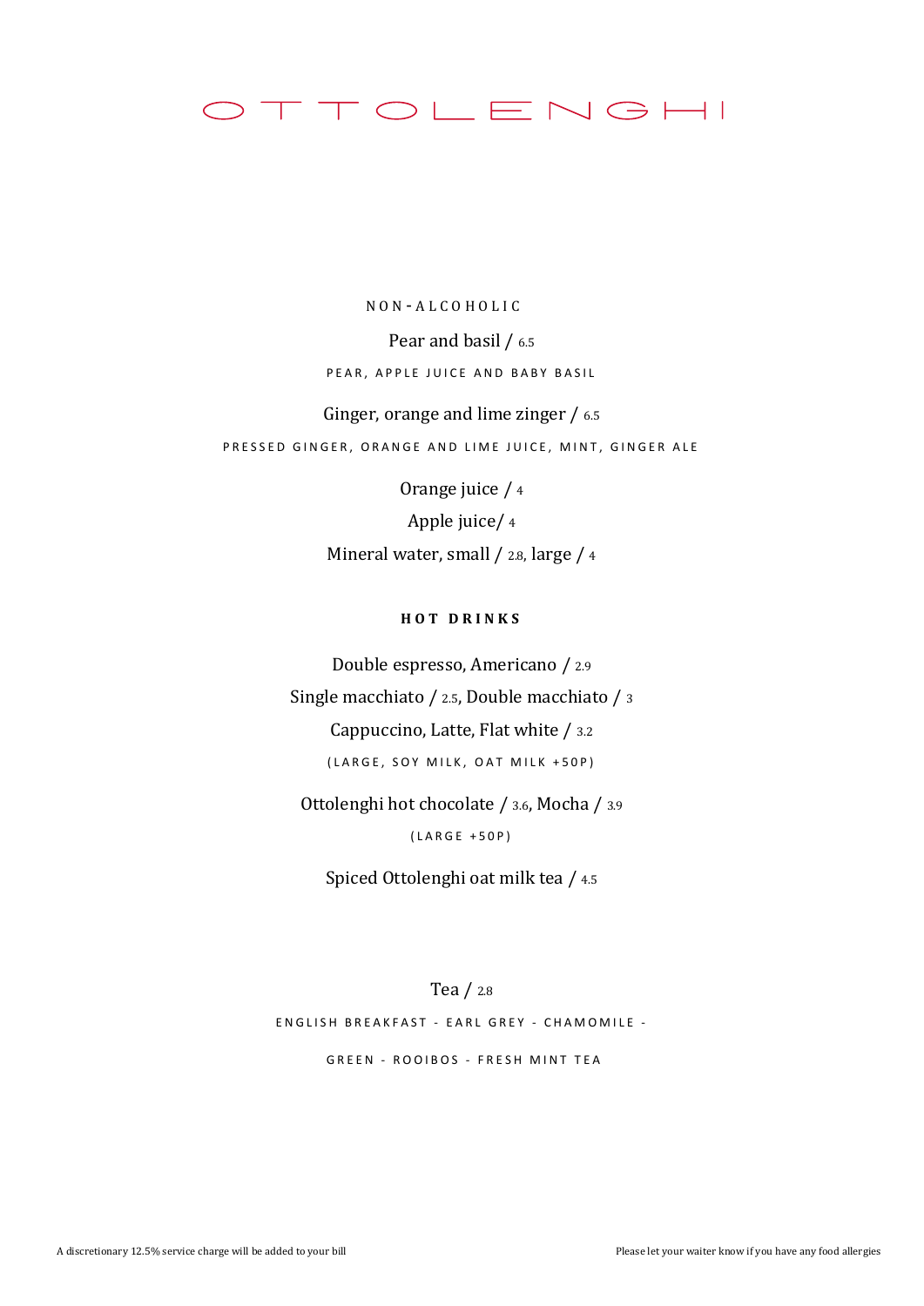# OTTOLENGHI

## NON-ALCOHOLIC

Pear and basil / 6.5

PEAR, APPLE JUICE AND BABY BASIL

Ginger, orange and lime zinger / 6.5

PRESSED GINGER, ORANGE AND LIME JUICE, MINT, GINGER ALE

Orange juice / 4

Apple juice/ 4

Mineral water, small / 2.8, large / 4

## HOT DRINKS

Double espresso, Americano / 2.9

Single macchiato / 2.5, Double macchiato / 3

Cappuccino, Latte, Flat white / 3.2

(LARGE, SOY MILK, OAT MILK +50P)

Ottolenghi hot chocolate / 3.6, Mocha / 3.9

(LARGE +50P)

Spiced Ottolenghi oat milk tea / 4.5

Tea / 2.8

ENGLISH BREAKFAST - EARL GREY - CHAMOMILE -

GREEN - ROOIBOS - FRESH MINT TEA

A discretionary 12.5% service charge will be added to your bill

Please let your waiter know if you have any food allergies